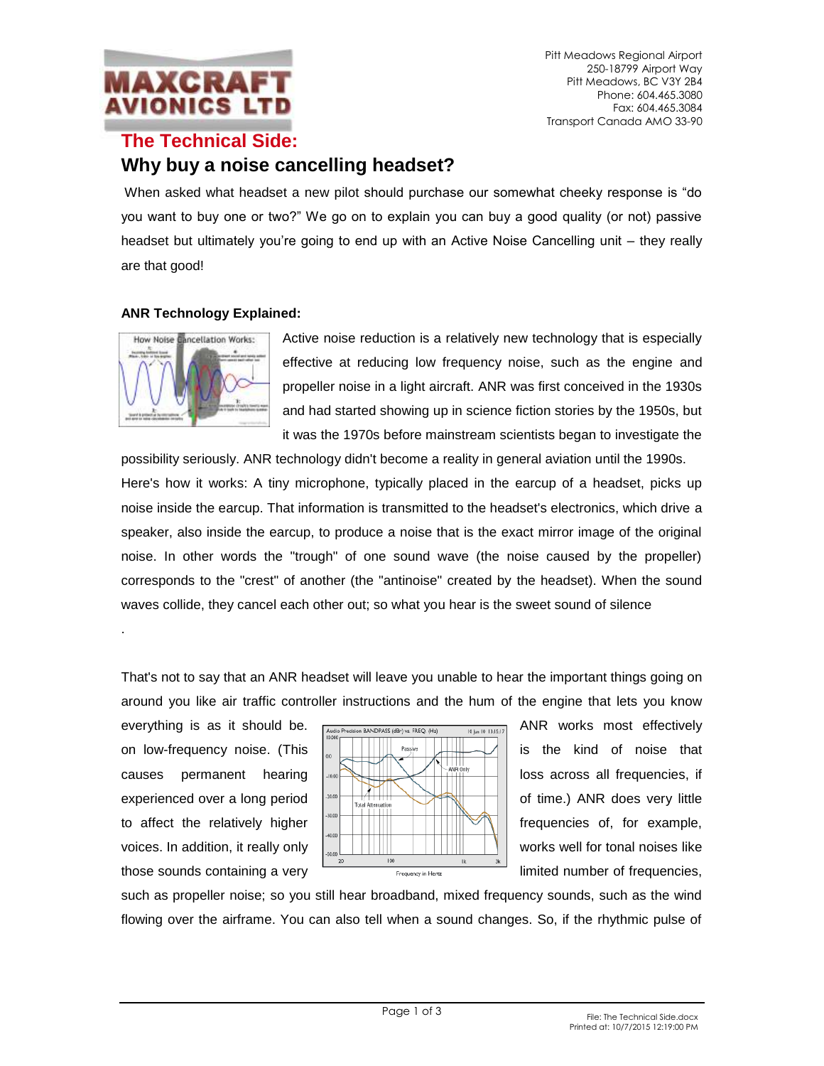# The Technical Side:

## Why buy a noise cancelling headset?

When asked what headset a new pilot should purchase our somewhat cheeky response is "do you want to buy one or two?" We go on to explain you can buy a good quality (or not) passive headset but ultimately you're going to end up with an Active Noise Cancelling unit – they really are that good!

**ANR Technology Explained:**

Active noise reduction is a relatively new technology that is especially effective at reducing low frequency noise, such as the engine and propeller noise in a light aircraft. ANR was first conceived in the 1930s and had started showing up in science fiction stories by the 1950s, but it was the 1970s before mainstream scientists began to investigate the possibility seriously. ANR technology didn't become a reality in general aviation until the 1990s. Here's how it works: A tiny microphone, typically placed in the earcup of a headset, picks up noise inside the earcup. That information is transmitted to the headset's electronics, which drive a speaker, also inside the earcup, to produce a noise that is the exact mirror image of the original noise. In other words the "trough" of one sound wave (the noise caused by the propeller) corresponds to the "crest" of another (the "antinoise" created by the headset). When the sound waves collide, they cancel each other out; so what you hear is the sweet sound of silence

.

That's not to say that an ANR headset will leave you unable to hear the important things going on around you like air traffic controller instructions and the hum of the engine that lets you know everything is as it should be. ANR works most effectively on low-frequency noise. (This is the kind of noise that causes permanent hearing loss across all frequencies, if experienced over a long period of time.) ANR does very little to affect the relatively higher frequencies of, for example, voices. In addition, it really only works well for tonal noises like those sounds containing a very limited number of frequencies, such as propeller noise; so you still hear broadband, mixed frequency sounds, such as the wind flowing over the airframe. You can also tell when a sound changes. So, if the rhythmic pulse of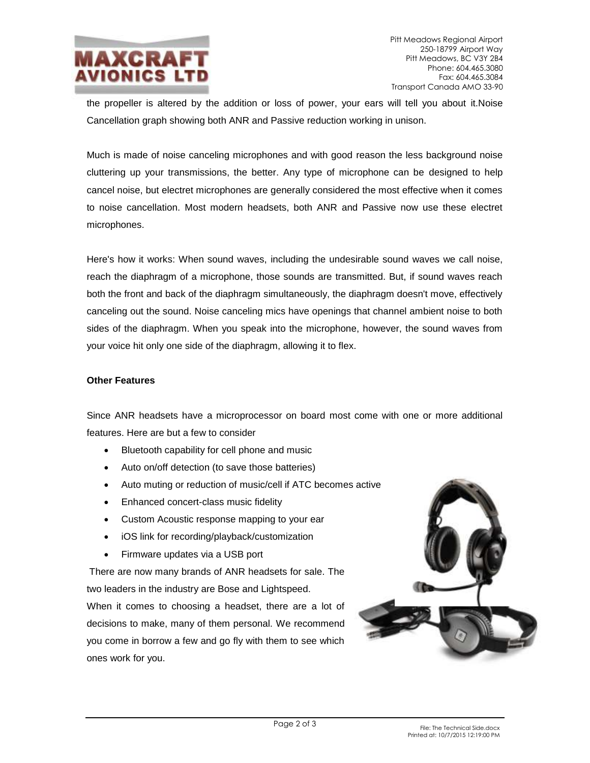the propeller is altered by the addition or loss of power, your ears will tell you about it.Noise Cancellation graph showing both ANR and Passive reduction working in unison.

Much is made of noise canceling microphones and with good reason the less background noise cluttering up your transmissions, the better. Any type of microphone can be designed to help cancel noise, but electret microphones are generally considered the most effective when it comes to noise cancellation. Most modern headsets, both ANR and Passive now use these electret microphones.

Here's how it works: When sound waves, including the undesirable sound waves we call noise, reach the diaphragm of a microphone, those sounds are transmitted. But, if sound waves reach both the front and back of the diaphragm simultaneously, the diaphragm doesn't move, effectively canceling out the sound. Noise canceling mics have openings that channel ambient noise to both sides of the diaphragm. When you speak into the microphone, however, the sound waves from your voice hit only one side of the diaphragm, allowing it to flex.

**Other Features**

Since ANR headsets have a microprocessor on board most come with one or more additional features. Here are but a few to consider

- Bluetooth capability for cell phone and music
- Auto on/off detection (to save those batteries)
- Auto muting or reduction of music/cell if ATC becomes active
- Enhanced concert-class music fidelity
- Custom Acoustic response mapping to your ear
- iOS link for recording/playback/customization
- Firmware updates via a USB port

There are now many brands of ANR headsets for sale. The two leaders in the industry are Bose and Lightspeed.

When it comes to choosing a headset, there are a lot of decisions to make, many of them personal. We recommend you come in borrow a few and go fly with them to see which ones work for you.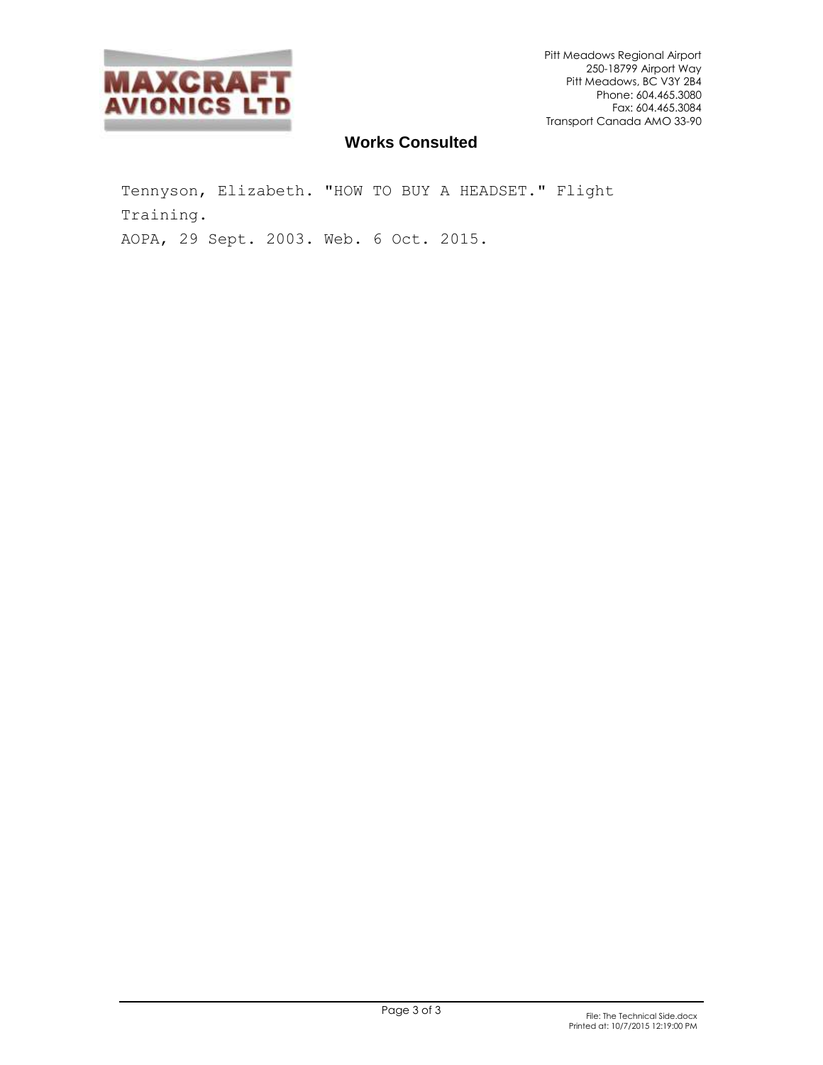## Works Consulted

Tennyson, Elizabeth. "HOW TO BUY A HEADSET." Flight Training.
AOPA, 29 Sept. 2003. Web. 6 Oct. 2015.